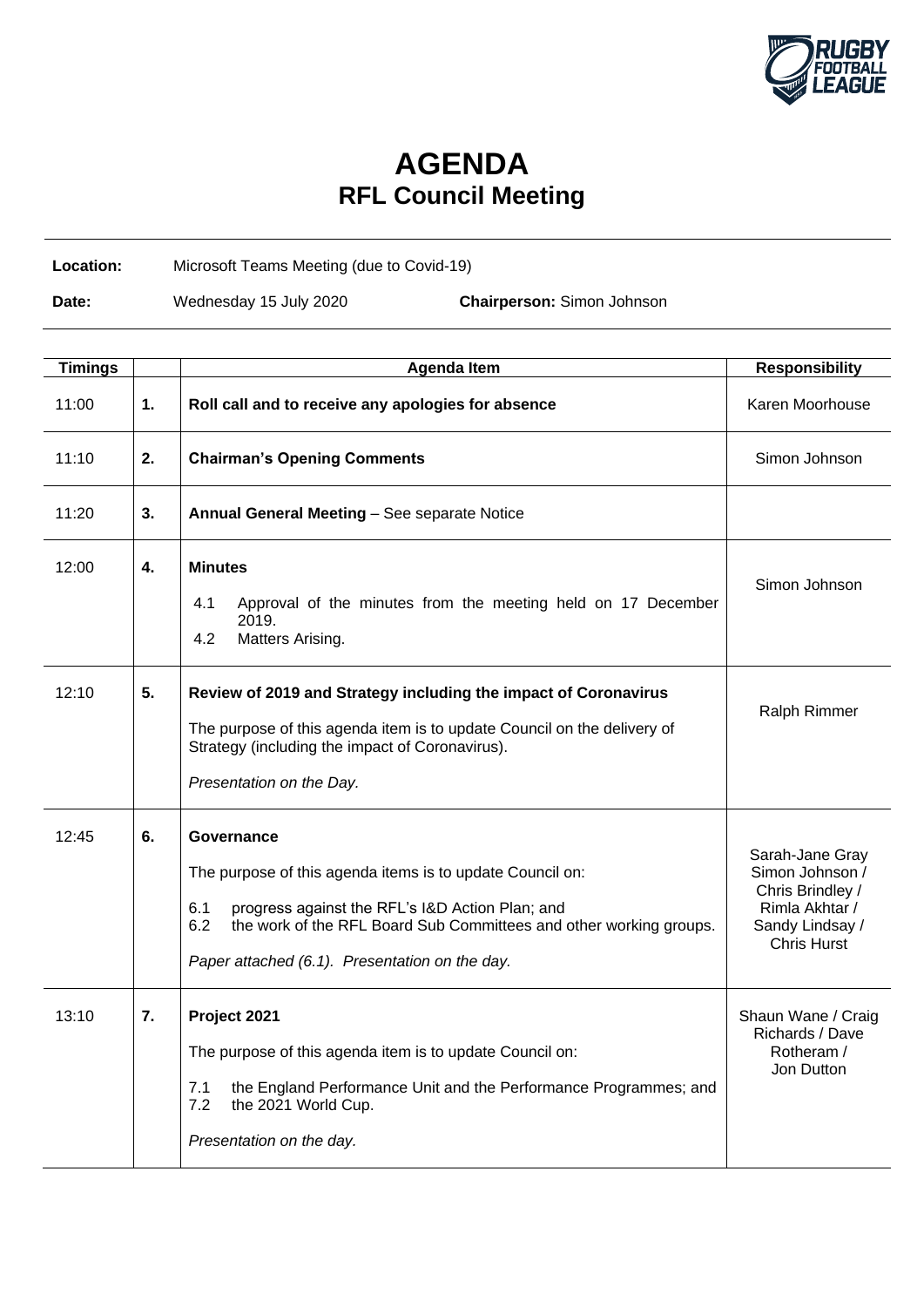# AGENDA
## RFL Council Meeting

**Location:** Microsoft Teams Meeting (due to Covid-19)

**Date:** Wednesday 15 July 2020 **Chairperson:** Simon Johnson

| Timings | | Agenda Item | Responsibility |
|---|---|---|---|
| 11:00 | **1.** | **Roll call and to receive any apologies for absence** | Karen Moorhouse |
| 11:10 | **2.** | **Chairman's Opening Comments** | Simon Johnson |
| 11:20 | **3.** | **Annual General Meeting** – See separate Notice | |
| 12:00 | **4.** | **Minutes**<br>4.1 Approval of the minutes from the meeting held on 17 December 2019.<br>4.2 Matters Arising. | Simon Johnson |
| 12:10 | **5.** | **Review of 2019 and Strategy including the impact of Coronavirus**<br>The purpose of this agenda item is to update Council on the delivery of Strategy (including the impact of Coronavirus).<br>*Presentation on the Day.* | Ralph Rimmer |
| 12:45 | **6.** | **Governance**<br>The purpose of this agenda items is to update Council on:<br>6.1 progress against the RFL's I&D Action Plan; and<br>6.2 the work of the RFL Board Sub Committees and other working groups.<br>*Paper attached (6.1). Presentation on the day.* | Sarah-Jane Gray Simon Johnson / Chris Brindley / Rimla Akhtar / Sandy Lindsay / Chris Hurst |
| 13:10 | **7.** | **Project 2021**<br>The purpose of this agenda item is to update Council on:<br>7.1 the England Performance Unit and the Performance Programmes; and<br>7.2 the 2021 World Cup.<br>*Presentation on the day.* | Shaun Wane / Craig Richards / Dave Rotheram / Jon Dutton |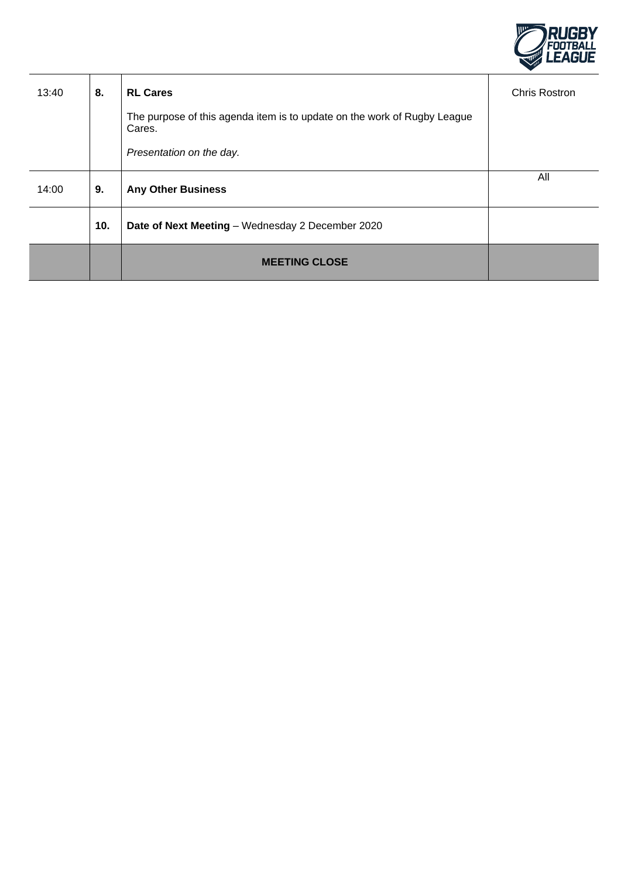| | | | |
|---|---|---|---|
| 13:40 | **8.** | **RL Cares**<br><br>The purpose of this agenda item is to update on the work of Rugby League Cares.<br><br>*Presentation on the day.* | Chris Rostron |
| 14:00 | **9.** | **Any Other Business** | All |
| | **10.** | **Date of Next Meeting** – Wednesday 2 December 2020 | |
| | | **MEETING CLOSE** | |